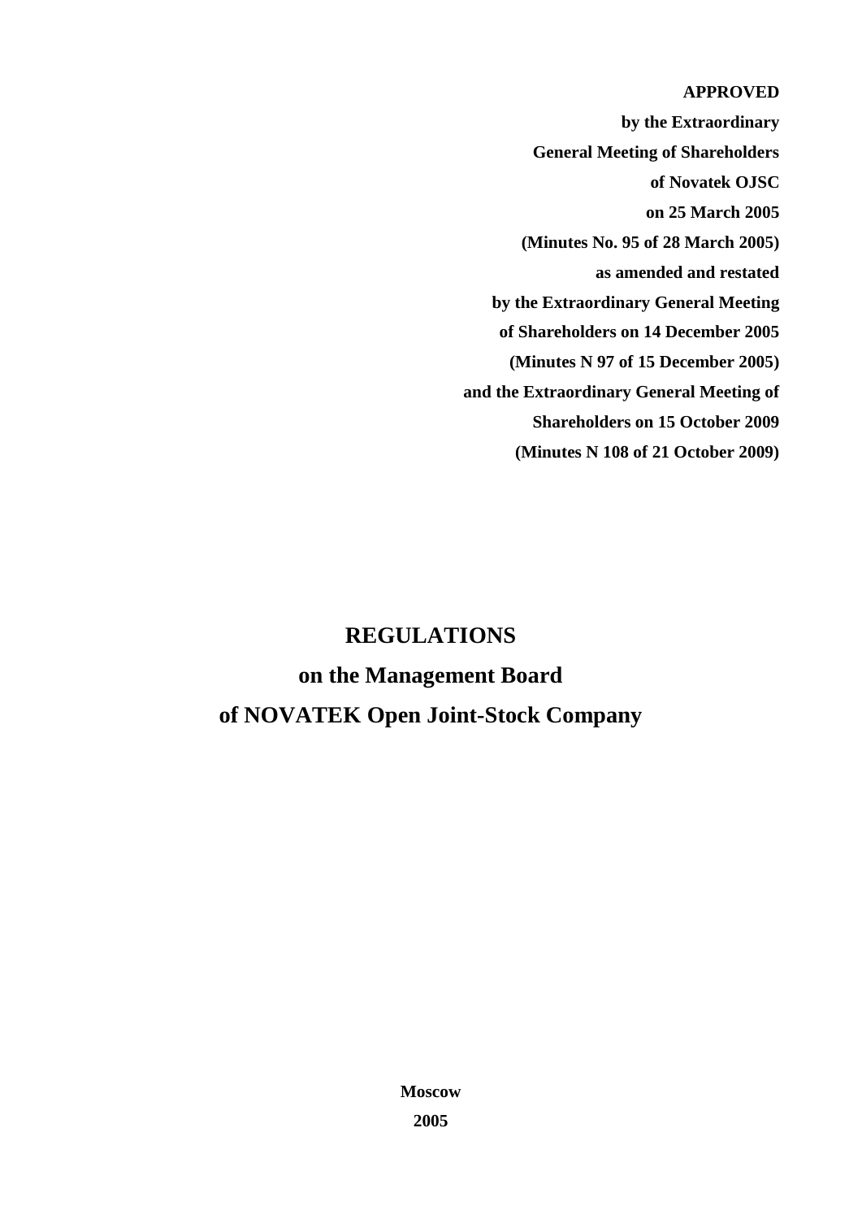**APPROVED**

**by the Extraordinary**

**General Meeting of Shareholders**

**of Novatek OJSC**

**on 25 March 2005**

**(Minutes No. 95 of 28 March 2005)**

**as amended and restated**

**by the Extraordinary General Meeting**

**of Shareholders on 14 December 2005**

**(Minutes N 97 of 15 December 2005)**

**and the Extraordinary General Meeting of**

**Shareholders on 15 October 2009**

**(Minutes N 108 of 21 October 2009)**

# REGULATIONS

# on the Management Board

# of NOVATEK Open Joint-Stock Company

**Moscow**

**2005**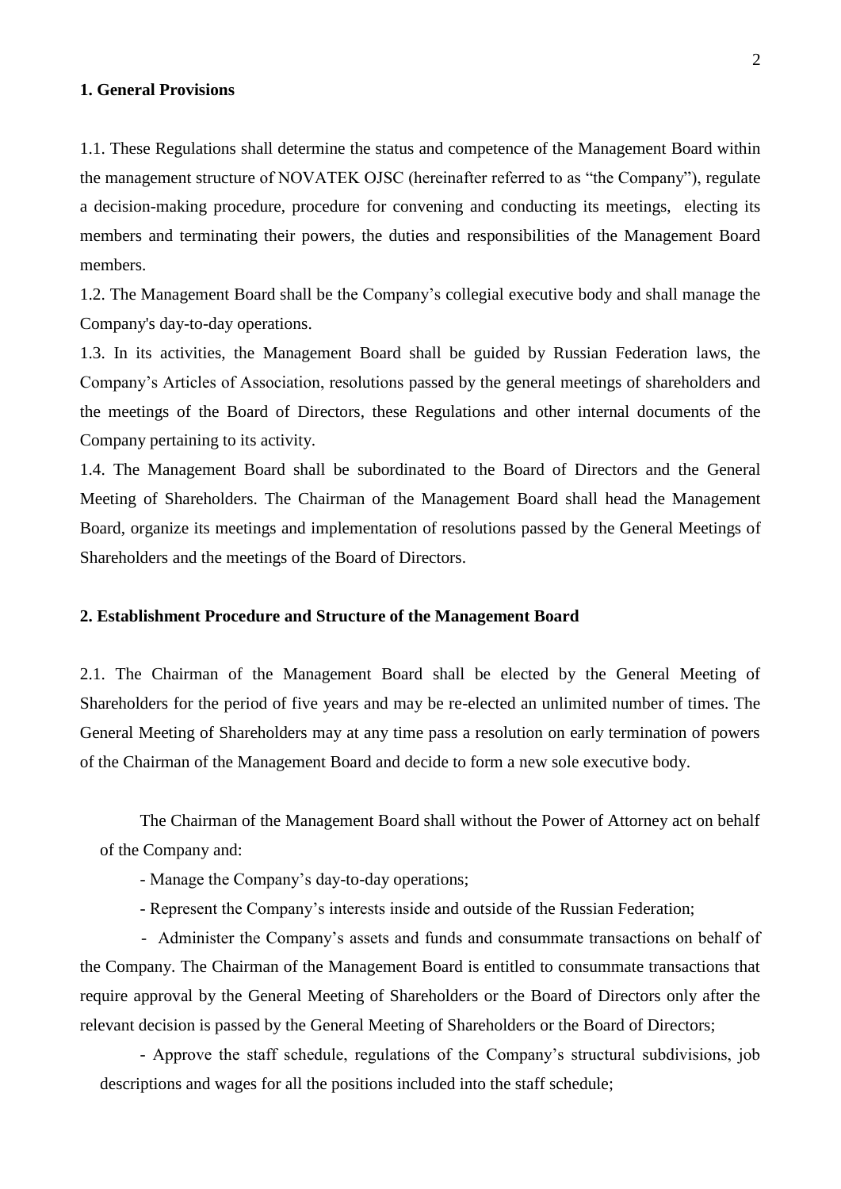## 1. General Provisions

1.1. These Regulations shall determine the status and competence of the Management Board within the management structure of NOVATEK OJSC (hereinafter referred to as "the Company"), regulate a decision-making procedure, procedure for convening and conducting its meetings, electing its members and terminating their powers, the duties and responsibilities of the Management Board members.

1.2. The Management Board shall be the Company's collegial executive body and shall manage the Company's day-to-day operations.

1.3. In its activities, the Management Board shall be guided by Russian Federation laws, the Company's Articles of Association, resolutions passed by the general meetings of shareholders and the meetings of the Board of Directors, these Regulations and other internal documents of the Company pertaining to its activity.

1.4. The Management Board shall be subordinated to the Board of Directors and the General Meeting of Shareholders. The Chairman of the Management Board shall head the Management Board, organize its meetings and implementation of resolutions passed by the General Meetings of Shareholders and the meetings of the Board of Directors.

## 2. Establishment Procedure and Structure of the Management Board

2.1. The Chairman of the Management Board shall be elected by the General Meeting of Shareholders for the period of five years and may be re-elected an unlimited number of times. The General Meeting of Shareholders may at any time pass a resolution on early termination of powers of the Chairman of the Management Board and decide to form a new sole executive body.

The Chairman of the Management Board shall without the Power of Attorney act on behalf of the Company and:

- Manage the Company's day-to-day operations;
- Represent the Company's interests inside and outside of the Russian Federation;
- Administer the Company's assets and funds and consummate transactions on behalf of the Company. The Chairman of the Management Board is entitled to consummate transactions that require approval by the General Meeting of Shareholders or the Board of Directors only after the relevant decision is passed by the General Meeting of Shareholders or the Board of Directors;
- Approve the staff schedule, regulations of the Company's structural subdivisions, job descriptions and wages for all the positions included into the staff schedule;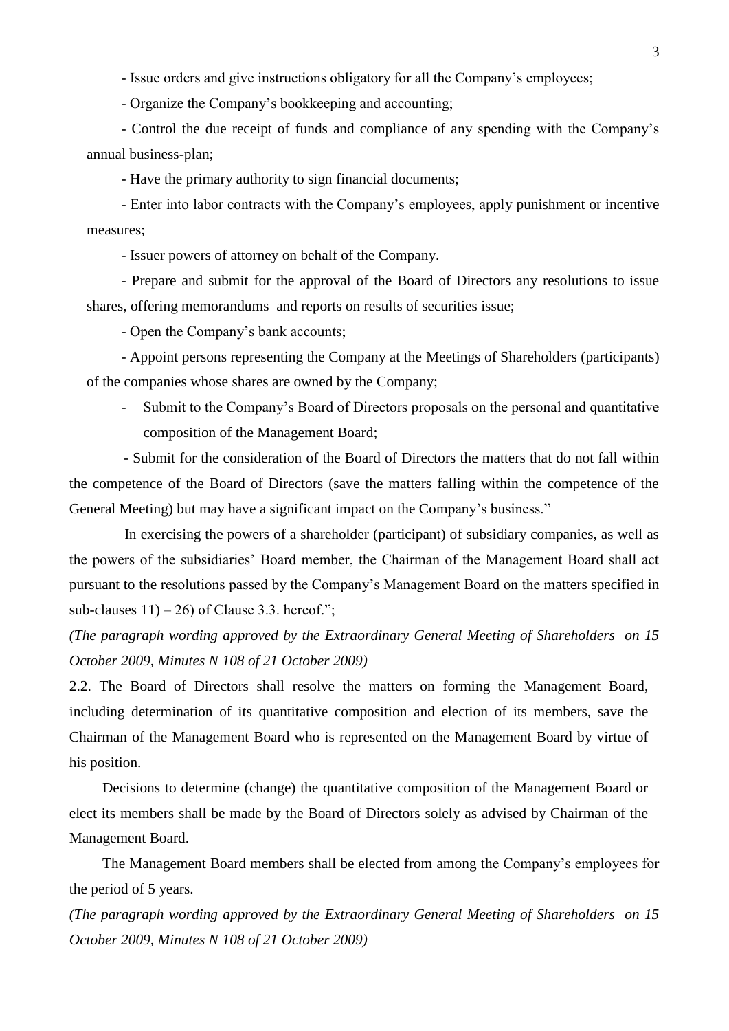- Issue orders and give instructions obligatory for all the Company's employees;

- Organize the Company's bookkeeping and accounting;

- Control the due receipt of funds and compliance of any spending with the Company's annual business-plan;

- Have the primary authority to sign financial documents;

- Enter into labor contracts with the Company's employees, apply punishment or incentive measures;

- Issuer powers of attorney on behalf of the Company.

- Prepare and submit for the approval of the Board of Directors any resolutions to issue shares, offering memorandums and reports on results of securities issue;

- Open the Company's bank accounts;

- Appoint persons representing the Company at the Meetings of Shareholders (participants) of the companies whose shares are owned by the Company;

- Submit to the Company's Board of Directors proposals on the personal and quantitative composition of the Management Board;

- Submit for the consideration of the Board of Directors the matters that do not fall within the competence of the Board of Directors (save the matters falling within the competence of the General Meeting) but may have a significant impact on the Company's business."

In exercising the powers of a shareholder (participant) of subsidiary companies, as well as the powers of the subsidiaries' Board member, the Chairman of the Management Board shall act pursuant to the resolutions passed by the Company's Management Board on the matters specified in sub-clauses 11) – 26) of Clause 3.3. hereof.";

*(The paragraph wording approved by the Extraordinary General Meeting of Shareholders on 15 October 2009, Minutes N 108 of 21 October 2009)*

2.2. The Board of Directors shall resolve the matters on forming the Management Board, including determination of its quantitative composition and election of its members, save the Chairman of the Management Board who is represented on the Management Board by virtue of his position.

Decisions to determine (change) the quantitative composition of the Management Board or elect its members shall be made by the Board of Directors solely as advised by Chairman of the Management Board.

The Management Board members shall be elected from among the Company's employees for the period of 5 years.

*(The paragraph wording approved by the Extraordinary General Meeting of Shareholders on 15 October 2009, Minutes N 108 of 21 October 2009)*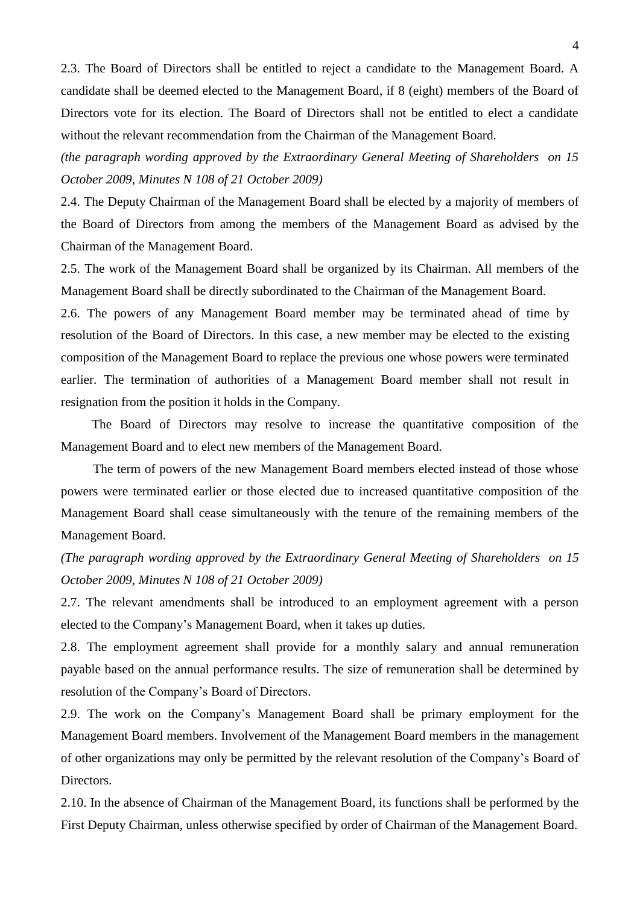2.3. The Board of Directors shall be entitled to reject a candidate to the Management Board. A candidate shall be deemed elected to the Management Board, if 8 (eight) members of the Board of Directors vote for its election. The Board of Directors shall not be entitled to elect a candidate without the relevant recommendation from the Chairman of the Management Board.

*(the paragraph wording approved by the Extraordinary General Meeting of Shareholders on 15 October 2009, Minutes N 108 of 21 October 2009)*

2.4. The Deputy Chairman of the Management Board shall be elected by a majority of members of the Board of Directors from among the members of the Management Board as advised by the Chairman of the Management Board.

2.5. The work of the Management Board shall be organized by its Chairman. All members of the Management Board shall be directly subordinated to the Chairman of the Management Board.

2.6. The powers of any Management Board member may be terminated ahead of time by resolution of the Board of Directors. In this case, a new member may be elected to the existing composition of the Management Board to replace the previous one whose powers were terminated earlier. The termination of authorities of a Management Board member shall not result in resignation from the position it holds in the Company.

The Board of Directors may resolve to increase the quantitative composition of the Management Board and to elect new members of the Management Board.

The term of powers of the new Management Board members elected instead of those whose powers were terminated earlier or those elected due to increased quantitative composition of the Management Board shall cease simultaneously with the tenure of the remaining members of the Management Board.

*(The paragraph wording approved by the Extraordinary General Meeting of Shareholders on 15 October 2009, Minutes N 108 of 21 October 2009)*

2.7. The relevant amendments shall be introduced to an employment agreement with a person elected to the Company's Management Board, when it takes up duties.

2.8. The employment agreement shall provide for a monthly salary and annual remuneration payable based on the annual performance results. The size of remuneration shall be determined by resolution of the Company's Board of Directors.

2.9. The work on the Company's Management Board shall be primary employment for the Management Board members. Involvement of the Management Board members in the management of other organizations may only be permitted by the relevant resolution of the Company's Board of Directors.

2.10. In the absence of Chairman of the Management Board, its functions shall be performed by the First Deputy Chairman, unless otherwise specified by order of Chairman of the Management Board.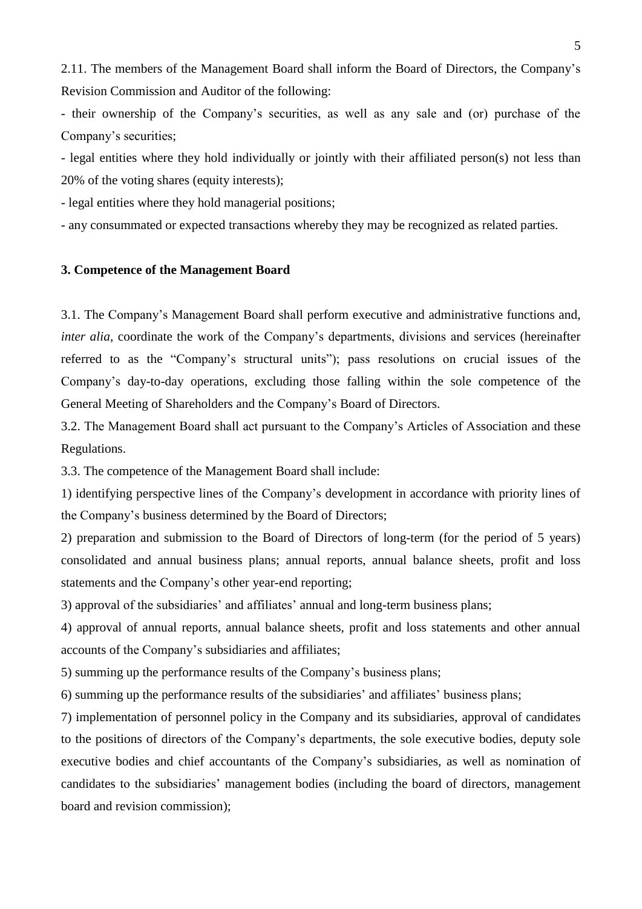2.11. The members of the Management Board shall inform the Board of Directors, the Company's Revision Commission and Auditor of the following:

- their ownership of the Company's securities, as well as any sale and (or) purchase of the Company's securities;
- legal entities where they hold individually or jointly with their affiliated person(s) not less than 20% of the voting shares (equity interests);
- legal entities where they hold managerial positions;
- any consummated or expected transactions whereby they may be recognized as related parties.

### 3. Competence of the Management Board

3.1. The Company's Management Board shall perform executive and administrative functions and, *inter alia*, coordinate the work of the Company's departments, divisions and services (hereinafter referred to as the "Company's structural units"); pass resolutions on crucial issues of the Company's day-to-day operations, excluding those falling within the sole competence of the General Meeting of Shareholders and the Company's Board of Directors.

3.2. The Management Board shall act pursuant to the Company's Articles of Association and these Regulations.

3.3. The competence of the Management Board shall include:

1) identifying perspective lines of the Company's development in accordance with priority lines of the Company's business determined by the Board of Directors;

2) preparation and submission to the Board of Directors of long-term (for the period of 5 years) consolidated and annual business plans; annual reports, annual balance sheets, profit and loss statements and the Company's other year-end reporting;

3) approval of the subsidiaries' and affiliates' annual and long-term business plans;

4) approval of annual reports, annual balance sheets, profit and loss statements and other annual accounts of the Company's subsidiaries and affiliates;

5) summing up the performance results of the Company's business plans;

6) summing up the performance results of the subsidiaries' and affiliates' business plans;

7) implementation of personnel policy in the Company and its subsidiaries, approval of candidates to the positions of directors of the Company's departments, the sole executive bodies, deputy sole executive bodies and chief accountants of the Company's subsidiaries, as well as nomination of candidates to the subsidiaries' management bodies (including the board of directors, management board and revision commission);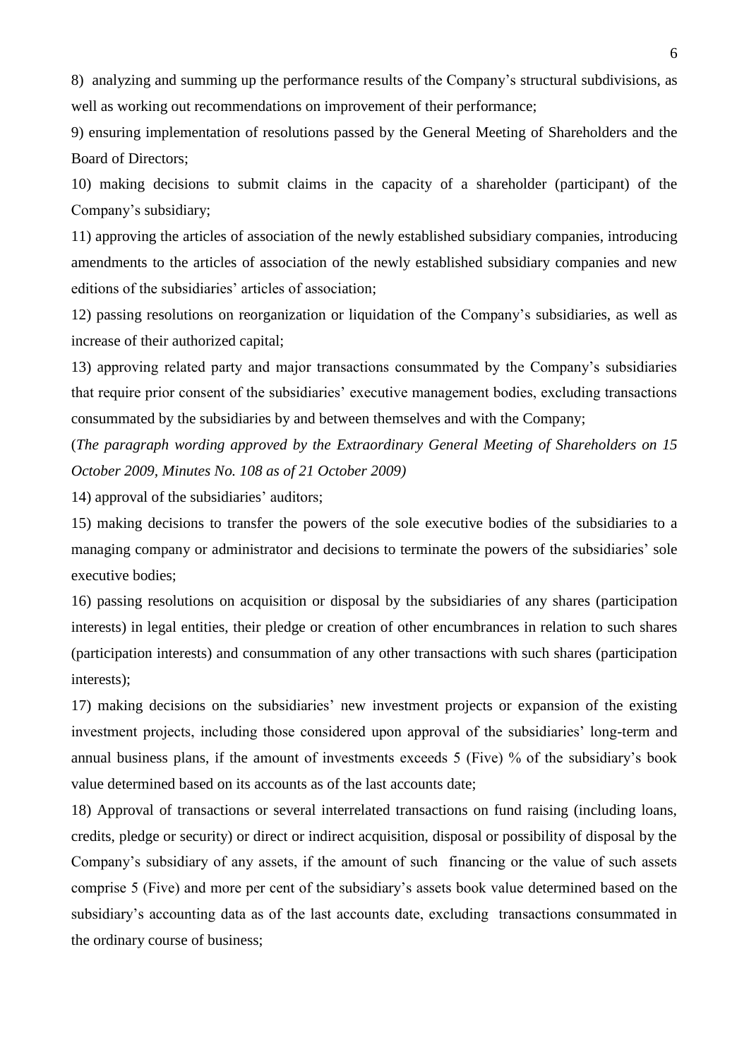8) analyzing and summing up the performance results of the Company's structural subdivisions, as well as working out recommendations on improvement of their performance;

9) ensuring implementation of resolutions passed by the General Meeting of Shareholders and the Board of Directors;

10) making decisions to submit claims in the capacity of a shareholder (participant) of the Company's subsidiary;

11) approving the articles of association of the newly established subsidiary companies, introducing amendments to the articles of association of the newly established subsidiary companies and new editions of the subsidiaries' articles of association;

12) passing resolutions on reorganization or liquidation of the Company's subsidiaries, as well as increase of their authorized capital;

13) approving related party and major transactions consummated by the Company's subsidiaries that require prior consent of the subsidiaries' executive management bodies, excluding transactions consummated by the subsidiaries by and between themselves and with the Company;

(*The paragraph wording approved by the Extraordinary General Meeting of Shareholders on 15 October 2009, Minutes No. 108 as of 21 October 2009)*

14) approval of the subsidiaries' auditors;

15) making decisions to transfer the powers of the sole executive bodies of the subsidiaries to a managing company or administrator and decisions to terminate the powers of the subsidiaries' sole executive bodies;

16) passing resolutions on acquisition or disposal by the subsidiaries of any shares (participation interests) in legal entities, their pledge or creation of other encumbrances in relation to such shares (participation interests) and consummation of any other transactions with such shares (participation interests);

17) making decisions on the subsidiaries' new investment projects or expansion of the existing investment projects, including those considered upon approval of the subsidiaries' long-term and annual business plans, if the amount of investments exceeds 5 (Five) % of the subsidiary's book value determined based on its accounts as of the last accounts date;

18) Approval of transactions or several interrelated transactions on fund raising (including loans, credits, pledge or security) or direct or indirect acquisition, disposal or possibility of disposal by the Company's subsidiary of any assets, if the amount of such financing or the value of such assets comprise 5 (Five) and more per cent of the subsidiary's assets book value determined based on the subsidiary's accounting data as of the last accounts date, excluding transactions consummated in the ordinary course of business;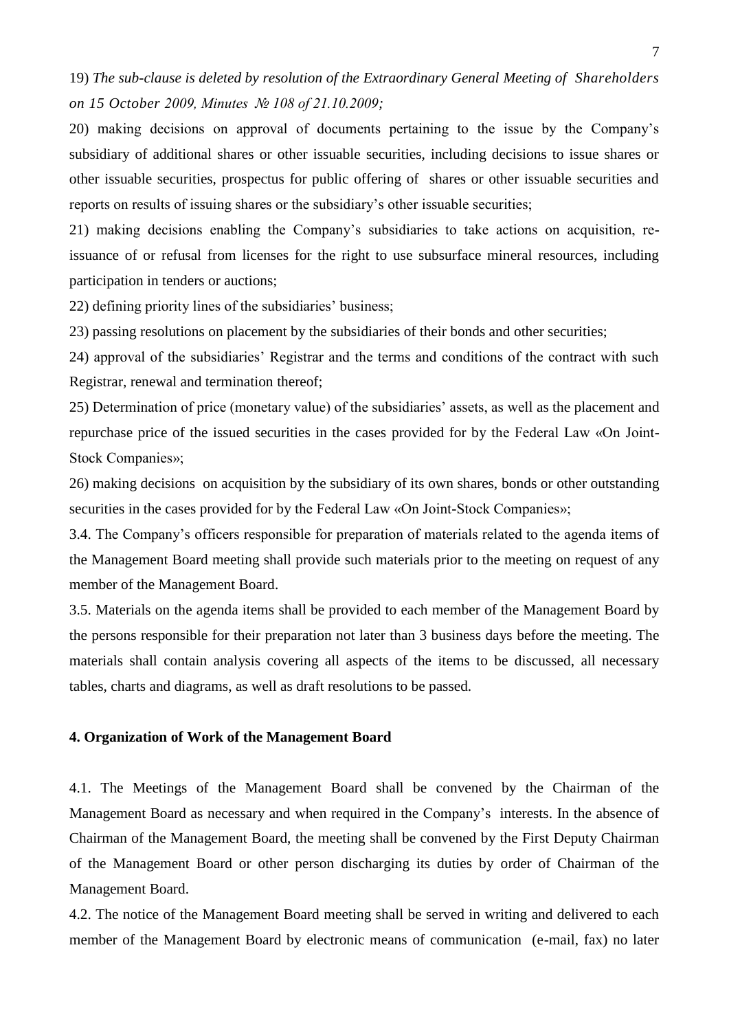19) *The sub-clause is deleted by resolution of the Extraordinary General Meeting of Shareholders on 15 October 2009, Minutes № 108 of 21.10.2009;*

20) making decisions on approval of documents pertaining to the issue by the Company's subsidiary of additional shares or other issuable securities, including decisions to issue shares or other issuable securities, prospectus for public offering of shares or other issuable securities and reports on results of issuing shares or the subsidiary's other issuable securities;

21) making decisions enabling the Company's subsidiaries to take actions on acquisition, re-issuance of or refusal from licenses for the right to use subsurface mineral resources, including participation in tenders or auctions;

22) defining priority lines of the subsidiaries' business;

23) passing resolutions on placement by the subsidiaries of their bonds and other securities;

24) approval of the subsidiaries' Registrar and the terms and conditions of the contract with such Registrar, renewal and termination thereof;

25) Determination of price (monetary value) of the subsidiaries' assets, as well as the placement and repurchase price of the issued securities in the cases provided for by the Federal Law «On Joint-Stock Companies»;

26) making decisions on acquisition by the subsidiary of its own shares, bonds or other outstanding securities in the cases provided for by the Federal Law «On Joint-Stock Companies»;

3.4. The Company's officers responsible for preparation of materials related to the agenda items of the Management Board meeting shall provide such materials prior to the meeting on request of any member of the Management Board.

3.5. Materials on the agenda items shall be provided to each member of the Management Board by the persons responsible for their preparation not later than 3 business days before the meeting. The materials shall contain analysis covering all aspects of the items to be discussed, all necessary tables, charts and diagrams, as well as draft resolutions to be passed.

**4. Organization of Work of the Management Board**

4.1. The Meetings of the Management Board shall be convened by the Chairman of the Management Board as necessary and when required in the Company's interests. In the absence of Chairman of the Management Board, the meeting shall be convened by the First Deputy Chairman of the Management Board or other person discharging its duties by order of Chairman of the Management Board.

4.2. The notice of the Management Board meeting shall be served in writing and delivered to each member of the Management Board by electronic means of communication (e-mail, fax) no later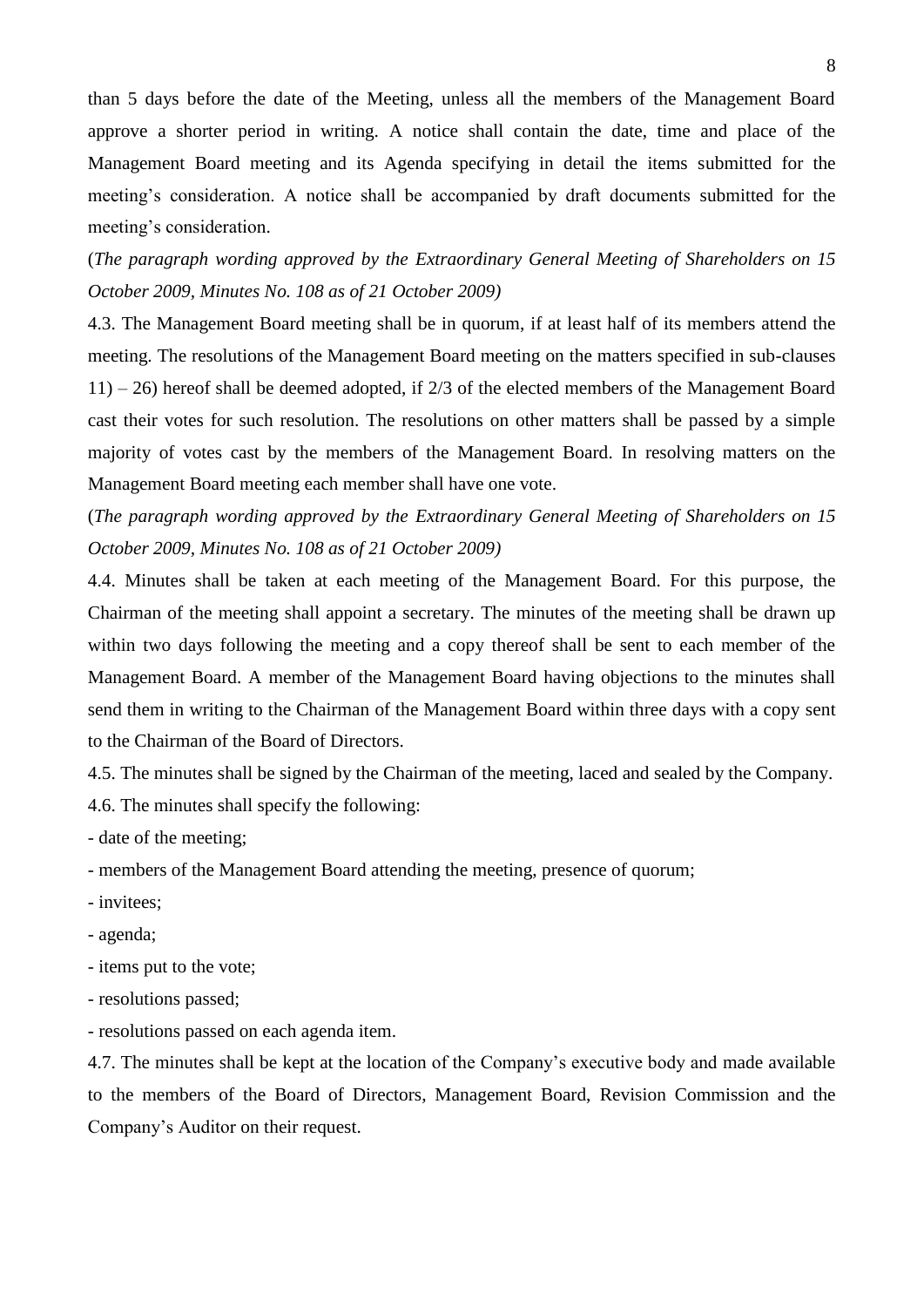than 5 days before the date of the Meeting, unless all the members of the Management Board approve a shorter period in writing. A notice shall contain the date, time and place of the Management Board meeting and its Agenda specifying in detail the items submitted for the meeting's consideration. A notice shall be accompanied by draft documents submitted for the meeting's consideration.

(*The paragraph wording approved by the Extraordinary General Meeting of Shareholders on 15 October 2009, Minutes No. 108 as of 21 October 2009)*

4.3. The Management Board meeting shall be in quorum, if at least half of its members attend the meeting. The resolutions of the Management Board meeting on the matters specified in sub-clauses 11) – 26) hereof shall be deemed adopted, if 2/3 of the elected members of the Management Board cast their votes for such resolution. The resolutions on other matters shall be passed by a simple majority of votes cast by the members of the Management Board. In resolving matters on the Management Board meeting each member shall have one vote.

(*The paragraph wording approved by the Extraordinary General Meeting of Shareholders on 15 October 2009, Minutes No. 108 as of 21 October 2009)*

4.4. Minutes shall be taken at each meeting of the Management Board. For this purpose, the Chairman of the meeting shall appoint a secretary. The minutes of the meeting shall be drawn up within two days following the meeting and a copy thereof shall be sent to each member of the Management Board. A member of the Management Board having objections to the minutes shall send them in writing to the Chairman of the Management Board within three days with a copy sent to the Chairman of the Board of Directors.

4.5. The minutes shall be signed by the Chairman of the meeting, laced and sealed by the Company.

4.6. The minutes shall specify the following:

- date of the meeting;
- members of the Management Board attending the meeting, presence of quorum;
- invitees;
- agenda;
- items put to the vote;
- resolutions passed;
- resolutions passed on each agenda item.

4.7. The minutes shall be kept at the location of the Company's executive body and made available to the members of the Board of Directors, Management Board, Revision Commission and the Company's Auditor on their request.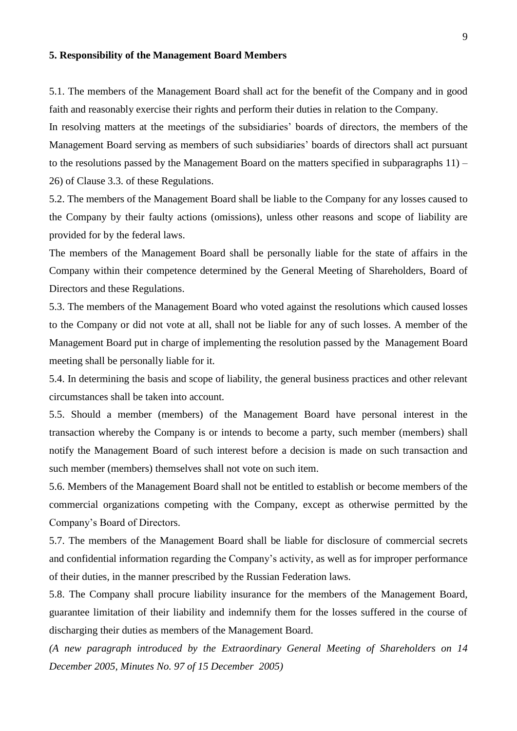**5. Responsibility of the Management Board Members**

5.1. The members of the Management Board shall act for the benefit of the Company and in good faith and reasonably exercise their rights and perform their duties in relation to the Company.

In resolving matters at the meetings of the subsidiaries' boards of directors, the members of the Management Board serving as members of such subsidiaries' boards of directors shall act pursuant to the resolutions passed by the Management Board on the matters specified in subparagraphs 11) – 26) of Clause 3.3. of these Regulations.

5.2. The members of the Management Board shall be liable to the Company for any losses caused to the Company by their faulty actions (omissions), unless other reasons and scope of liability are provided for by the federal laws.

The members of the Management Board shall be personally liable for the state of affairs in the Company within their competence determined by the General Meeting of Shareholders, Board of Directors and these Regulations.

5.3. The members of the Management Board who voted against the resolutions which caused losses to the Company or did not vote at all, shall not be liable for any of such losses. A member of the Management Board put in charge of implementing the resolution passed by the Management Board meeting shall be personally liable for it.

5.4. In determining the basis and scope of liability, the general business practices and other relevant circumstances shall be taken into account.

5.5. Should a member (members) of the Management Board have personal interest in the transaction whereby the Company is or intends to become a party, such member (members) shall notify the Management Board of such interest before a decision is made on such transaction and such member (members) themselves shall not vote on such item.

5.6. Members of the Management Board shall not be entitled to establish or become members of the commercial organizations competing with the Company, except as otherwise permitted by the Company's Board of Directors.

5.7. The members of the Management Board shall be liable for disclosure of commercial secrets and confidential information regarding the Company's activity, as well as for improper performance of their duties, in the manner prescribed by the Russian Federation laws.

5.8. The Company shall procure liability insurance for the members of the Management Board, guarantee limitation of their liability and indemnify them for the losses suffered in the course of discharging their duties as members of the Management Board.

*(A new paragraph introduced by the Extraordinary General Meeting of Shareholders on 14 December 2005, Minutes No. 97 of 15 December 2005)*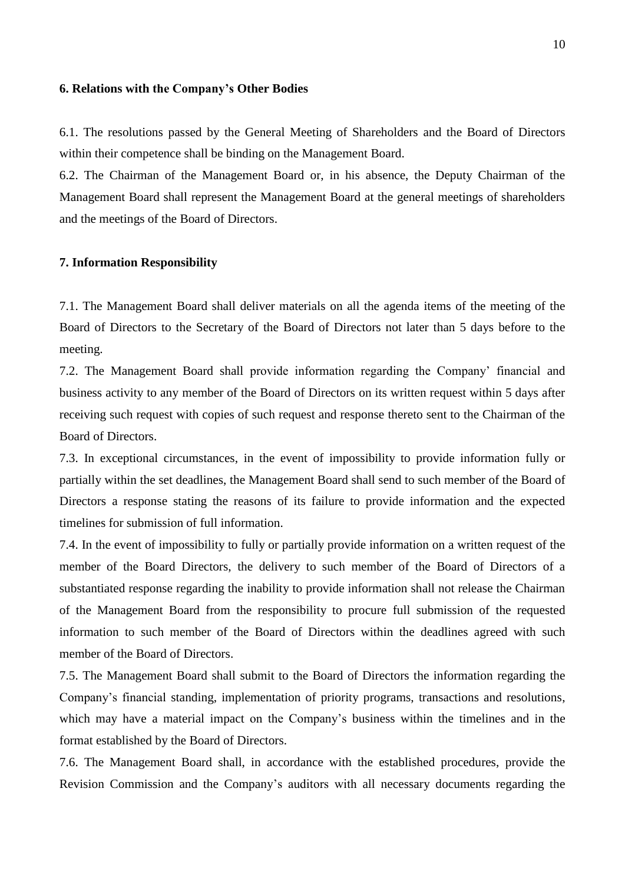## 6. Relations with the Company's Other Bodies

6.1. The resolutions passed by the General Meeting of Shareholders and the Board of Directors within their competence shall be binding on the Management Board.

6.2. The Chairman of the Management Board or, in his absence, the Deputy Chairman of the Management Board shall represent the Management Board at the general meetings of shareholders and the meetings of the Board of Directors.

## 7. Information Responsibility

7.1. The Management Board shall deliver materials on all the agenda items of the meeting of the Board of Directors to the Secretary of the Board of Directors not later than 5 days before to the meeting.

7.2. The Management Board shall provide information regarding the Company' financial and business activity to any member of the Board of Directors on its written request within 5 days after receiving such request with copies of such request and response thereto sent to the Chairman of the Board of Directors.

7.3. In exceptional circumstances, in the event of impossibility to provide information fully or partially within the set deadlines, the Management Board shall send to such member of the Board of Directors a response stating the reasons of its failure to provide information and the expected timelines for submission of full information.

7.4. In the event of impossibility to fully or partially provide information on a written request of the member of the Board Directors, the delivery to such member of the Board of Directors of a substantiated response regarding the inability to provide information shall not release the Chairman of the Management Board from the responsibility to procure full submission of the requested information to such member of the Board of Directors within the deadlines agreed with such member of the Board of Directors.

7.5. The Management Board shall submit to the Board of Directors the information regarding the Company's financial standing, implementation of priority programs, transactions and resolutions, which may have a material impact on the Company's business within the timelines and in the format established by the Board of Directors.

7.6. The Management Board shall, in accordance with the established procedures, provide the Revision Commission and the Company's auditors with all necessary documents regarding the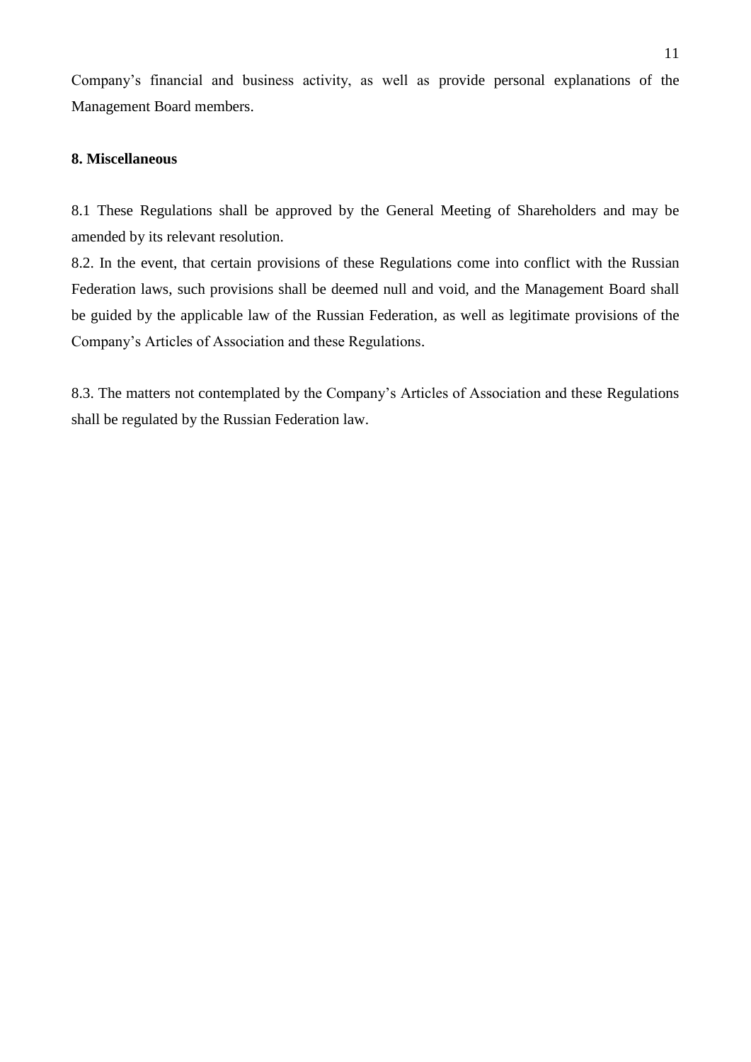Company's financial and business activity, as well as provide personal explanations of the Management Board members.

## 8. Miscellaneous

8.1 These Regulations shall be approved by the General Meeting of Shareholders and may be amended by its relevant resolution.

8.2. In the event, that certain provisions of these Regulations come into conflict with the Russian Federation laws, such provisions shall be deemed null and void, and the Management Board shall be guided by the applicable law of the Russian Federation, as well as legitimate provisions of the Company's Articles of Association and these Regulations.

8.3. The matters not contemplated by the Company's Articles of Association and these Regulations shall be regulated by the Russian Federation law.